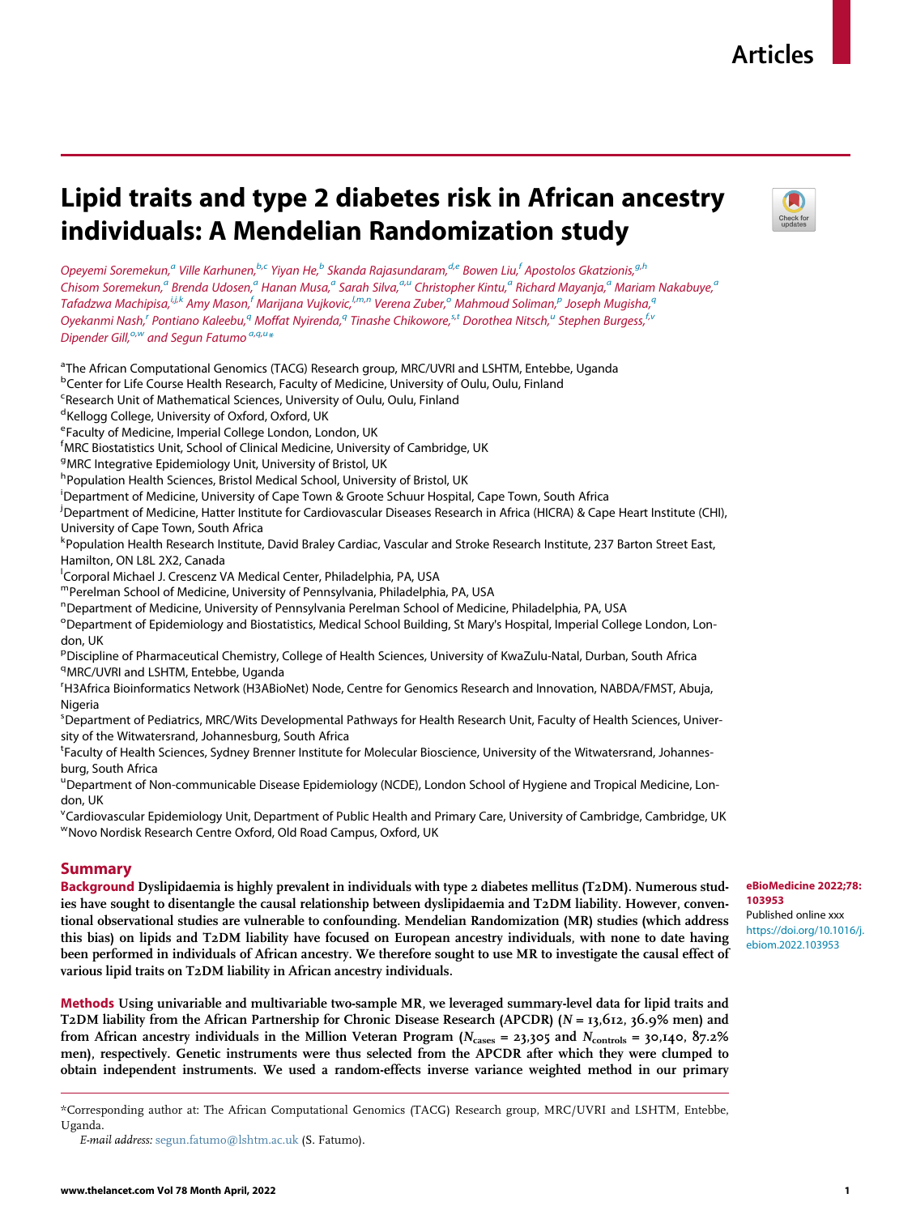Articles

# Lipid traits and type 2 diabetes risk in African ancestry individuals: A Mendelian Randomization study

Opeyemi Soremekun,[a] Ville Karhunen,[b,c] Yiyan He,[b] Skanda Rajasundaram,[d,e] Bowen Liu,[f] Apostolos Gkatzionis,[g,h] Chisom Soremekun,[a] Brenda Udosen,[a] Hanan Musa,[a] Sarah Silva,[a,u] Christopher Kintu,[a] Richard Mayanja,[a] Mariam Nakabuye,[a] Tafadzwa Machipisa,[i,j,k] Amy Mason,[f] Marijana Vujkovic,[l,m,n] Verena Zuber,[o] Mahmoud Soliman,[p] Joseph Mugisha,[q] Oyekanmi Nash,[r] Pontiano Kaleebu,[q] Moffat Nyirenda,[q] Tinashe Chikowore,[s,t] Dorothea Nitsch,[u] Stephen Burgess,[f,v] Dipender Gill,[o,w] and Segun Fatumo[a,q,u]*

[a]The African Computational Genomics (TACG) Research group, MRC/UVRI and LSHTM, Entebbe, Uganda
[b]Center for Life Course Health Research, Faculty of Medicine, University of Oulu, Oulu, Finland
[c]Research Unit of Mathematical Sciences, University of Oulu, Oulu, Finland
[d]Kellogg College, University of Oxford, Oxford, UK
[e]Faculty of Medicine, Imperial College London, London, UK
[f]MRC Biostatistics Unit, School of Clinical Medicine, University of Cambridge, UK
[g]MRC Integrative Epidemiology Unit, University of Bristol, UK
[h]Population Health Sciences, Bristol Medical School, University of Bristol, UK
[i]Department of Medicine, University of Cape Town & Groote Schuur Hospital, Cape Town, South Africa
[j]Department of Medicine, Hatter Institute for Cardiovascular Diseases Research in Africa (HICRA) & Cape Heart Institute (CHI), University of Cape Town, South Africa
[k]Population Health Research Institute, David Braley Cardiac, Vascular and Stroke Research Institute, 237 Barton Street East, Hamilton, ON L8L 2X2, Canada
[l]Corporal Michael J. Crescenz VA Medical Center, Philadelphia, PA, USA
[m]Perelman School of Medicine, University of Pennsylvania, Philadelphia, PA, USA
[n]Department of Medicine, University of Pennsylvania Perelman School of Medicine, Philadelphia, PA, USA
[o]Department of Epidemiology and Biostatistics, Medical School Building, St Mary's Hospital, Imperial College London, London, UK
[p]Discipline of Pharmaceutical Chemistry, College of Health Sciences, University of KwaZulu-Natal, Durban, South Africa
[q]MRC/UVRI and LSHTM, Entebbe, Uganda
[r]H3Africa Bioinformatics Network (H3ABioNet) Node, Centre for Genomics Research and Innovation, NABDA/FMST, Abuja, Nigeria
[s]Department of Pediatrics, MRC/Wits Developmental Pathways for Health Research Unit, Faculty of Health Sciences, University of the Witwatersrand, Johannesburg, South Africa
[t]Faculty of Health Sciences, Sydney Brenner Institute for Molecular Bioscience, University of the Witwatersrand, Johannesburg, South Africa
[u]Department of Non-communicable Disease Epidemiology (NCDE), London School of Hygiene and Tropical Medicine, London, UK
[v]Cardiovascular Epidemiology Unit, Department of Public Health and Primary Care, University of Cambridge, Cambridge, UK
[w]Novo Nordisk Research Centre Oxford, Old Road Campus, Oxford, UK

**eBioMedicine 2022;78: 103953**
Published online xxx
https://doi.org/10.1016/j.ebiom.2022.103953

## Summary

**Background** Dyslipidaemia is highly prevalent in individuals with type 2 diabetes mellitus (T2DM). Numerous studies have sought to disentangle the causal relationship between dyslipidaemia and T2DM liability. However, conventional observational studies are vulnerable to confounding. Mendelian Randomization (MR) studies (which address this bias) on lipids and T2DM liability have focused on European ancestry individuals, with none to date having been performed in individuals of African ancestry. We therefore sought to use MR to investigate the causal effect of various lipid traits on T2DM liability in African ancestry individuals.

**Methods** Using univariable and multivariable two-sample MR, we leveraged summary-level data for lipid traits and T2DM liability from the African Partnership for Chronic Disease Research (APCDR) ($N = 13{,}612$, 36.9% men) and from African ancestry individuals in the Million Veteran Program ($N_{cases} = 23{,}305$ and $N_{controls} = 30{,}140$, 87.2% men), respectively. Genetic instruments were thus selected from the APCDR after which they were clumped to obtain independent instruments. We used a random-effects inverse variance weighted method in our primary

*Corresponding author at: The African Computational Genomics (TACG) Research group, MRC/UVRI and LSHTM, Entebbe, Uganda.

*E-mail address:* segun.fatumo@lshtm.ac.uk (S. Fatumo).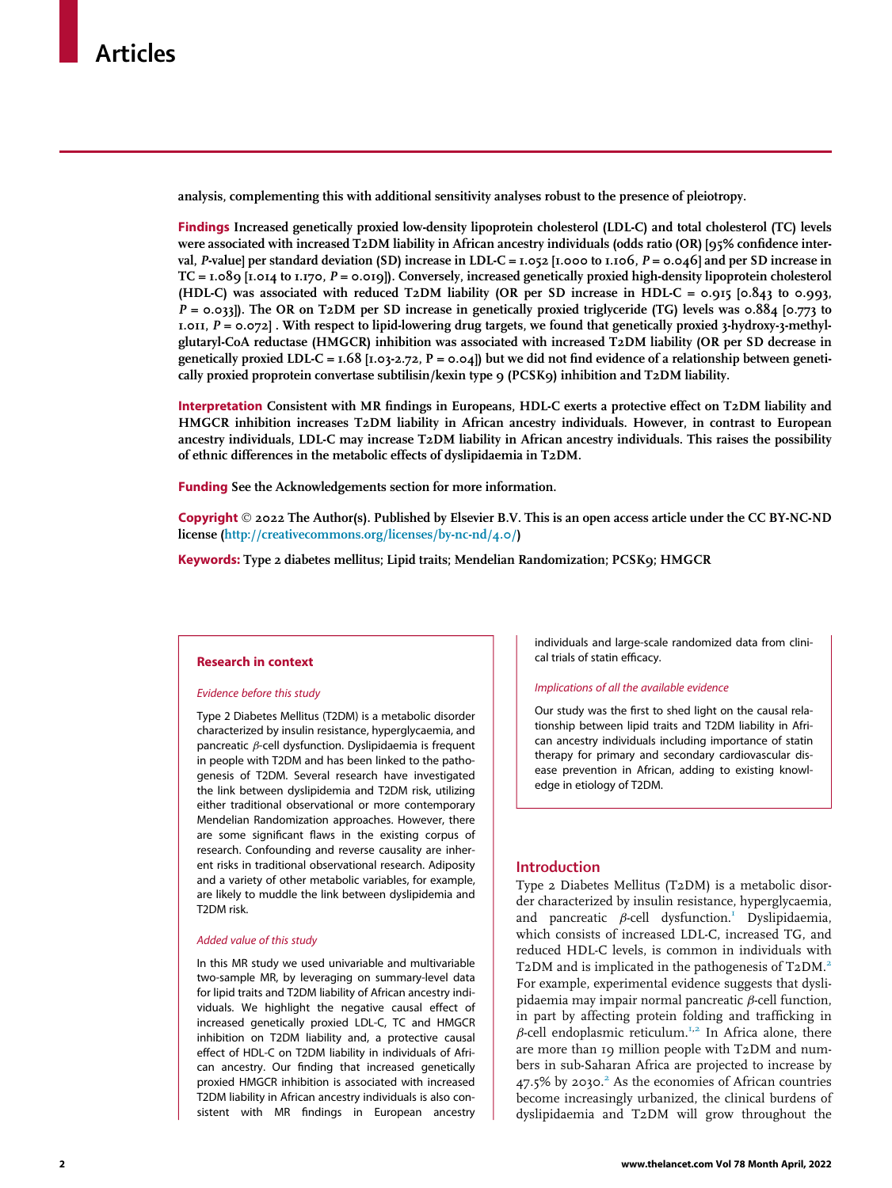analysis, complementing this with additional sensitivity analyses robust to the presence of pleiotropy.

**Findings** Increased genetically proxied low-density lipoprotein cholesterol (LDL-C) and total cholesterol (TC) levels were associated with increased T2DM liability in African ancestry individuals (odds ratio (OR) [95% confidence interval, *P*-value] per standard deviation (SD) increase in LDL-C = 1.052 [1.000 to 1.106, *P* = 0.046] and per SD increase in TC = 1.089 [1.014 to 1.170, *P* = 0.019]). Conversely, increased genetically proxied high-density lipoprotein cholesterol (HDL-C) was associated with reduced T2DM liability (OR per SD increase in HDL-C = 0.915 [0.843 to 0.993, *P* = 0.033]). The OR on T2DM per SD increase in genetically proxied triglyceride (TG) levels was 0.884 [0.773 to 1.011, *P* = 0.072] . With respect to lipid-lowering drug targets, we found that genetically proxied 3-hydroxy-3-methylglutaryl-CoA reductase (HMGCR) inhibition was associated with increased T2DM liability (OR per SD decrease in genetically proxied LDL-C = 1.68 [1.03-2.72, P = 0.04]) but we did not find evidence of a relationship between genetically proxied proprotein convertase subtilisin/kexin type 9 (PCSK9) inhibition and T2DM liability.

**Interpretation** Consistent with MR findings in Europeans, HDL-C exerts a protective effect on T2DM liability and HMGCR inhibition increases T2DM liability in African ancestry individuals. However, in contrast to European ancestry individuals, LDL-C may increase T2DM liability in African ancestry individuals. This raises the possibility of ethnic differences in the metabolic effects of dyslipidaemia in T2DM.

**Funding** See the Acknowledgements section for more information.

**Copyright** © 2022 The Author(s). Published by Elsevier B.V. This is an open access article under the CC BY-NC-ND license (http://creativecommons.org/licenses/by-nc-nd/4.0/)

**Keywords:** Type 2 diabetes mellitus; Lipid traits; Mendelian Randomization; PCSK9; HMGCR

### Research in context

*Evidence before this study*

Type 2 Diabetes Mellitus (T2DM) is a metabolic disorder characterized by insulin resistance, hyperglycaemia, and pancreatic $\beta$-cell dysfunction. Dyslipidaemia is frequent in people with T2DM and has been linked to the pathogenesis of T2DM. Several research have investigated the link between dyslipidemia and T2DM risk, utilizing either traditional observational or more contemporary Mendelian Randomization approaches. However, there are some significant flaws in the existing corpus of research. Confounding and reverse causality are inherent risks in traditional observational research. Adiposity and a variety of other metabolic variables, for example, are likely to muddle the link between dyslipidemia and T2DM risk.

*Added value of this study*

In this MR study we used univariable and multivariable two-sample MR, by leveraging on summary-level data for lipid traits and T2DM liability of African ancestry individuals. We highlight the negative causal effect of increased genetically proxied LDL-C, TC and HMGCR inhibition on T2DM liability and, a protective causal effect of HDL-C on T2DM liability in individuals of African ancestry. Our finding that increased genetically proxied HMGCR inhibition is associated with increased T2DM liability in African ancestry individuals is also consistent with MR findings in European ancestry individuals and large-scale randomized data from clinical trials of statin efficacy.

*Implications of all the available evidence*

Our study was the first to shed light on the causal relationship between lipid traits and T2DM liability in African ancestry individuals including importance of statin therapy for primary and secondary cardiovascular disease prevention in African, adding to existing knowledge in etiology of T2DM.

## Introduction

Type 2 Diabetes Mellitus (T2DM) is a metabolic disorder characterized by insulin resistance, hyperglycaemia, and pancreatic $\beta$-cell dysfunction.[1] Dyslipidaemia, which consists of increased LDL-C, increased TG, and reduced HDL-C levels, is common in individuals with T2DM and is implicated in the pathogenesis of T2DM.[2] For example, experimental evidence suggests that dyslipidaemia may impair normal pancreatic $\beta$-cell function, in part by affecting protein folding and trafficking in $\beta$-cell endoplasmic reticulum.[1,2] In Africa alone, there are more than 19 million people with T2DM and numbers in sub-Saharan Africa are projected to increase by 47.5% by 2030.[2] As the economies of African countries become increasingly urbanized, the clinical burdens of dyslipidaemia and T2DM will grow throughout the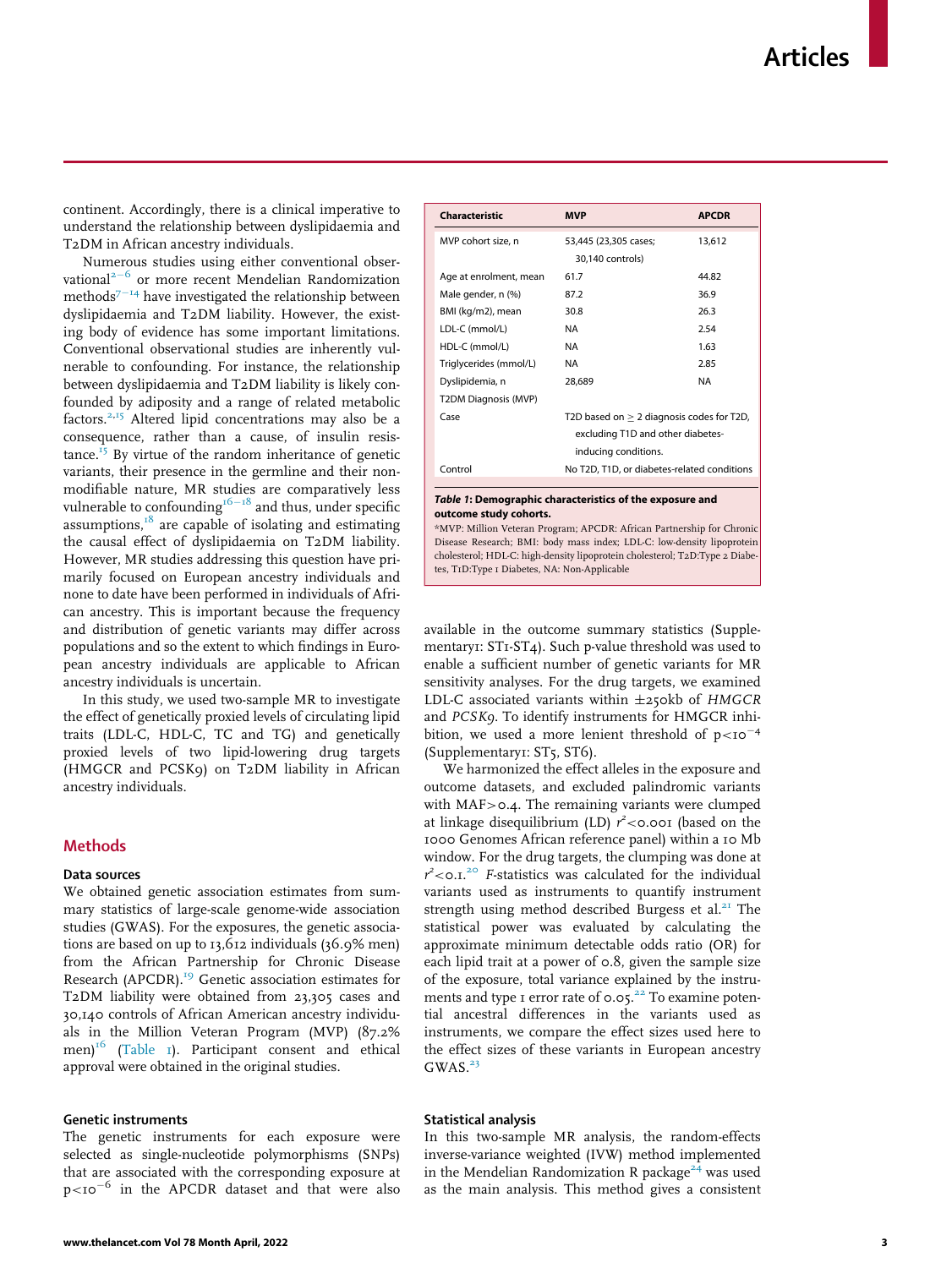continent. Accordingly, there is a clinical imperative to understand the relationship between dyslipidaemia and T2DM in African ancestry individuals.

Numerous studies using either conventional observational[2−6] or more recent Mendelian Randomization methods[7−14] have investigated the relationship between dyslipidaemia and T2DM liability. However, the existing body of evidence has some important limitations. Conventional observational studies are inherently vulnerable to confounding. For instance, the relationship between dyslipidaemia and T2DM liability is likely confounded by adiposity and a range of related metabolic factors.[2,15] Altered lipid concentrations may also be a consequence, rather than a cause, of insulin resistance.[15] By virtue of the random inheritance of genetic variants, their presence in the germline and their non-modifiable nature, MR studies are comparatively less vulnerable to confounding[16−18] and thus, under specific assumptions,[18] are capable of isolating and estimating the causal effect of dyslipidaemia on T2DM liability. However, MR studies addressing this question have primarily focused on European ancestry individuals and none to date have been performed in individuals of African ancestry. This is important because the frequency and distribution of genetic variants may differ across populations and so the extent to which findings in European ancestry individuals are applicable to African ancestry individuals is uncertain.

In this study, we used two-sample MR to investigate the effect of genetically proxied levels of circulating lipid traits (LDL-C, HDL-C, TC and TG) and genetically proxied levels of two lipid-lowering drug targets (HMGCR and PCSK9) on T2DM liability in African ancestry individuals.

## Methods

### Data sources

We obtained genetic association estimates from summary statistics of large-scale genome-wide association studies (GWAS). For the exposures, the genetic associations are based on up to 13,612 individuals (36.9% men) from the African Partnership for Chronic Disease Research (APCDR).[19] Genetic association estimates for T2DM liability were obtained from 23,305 cases and 30,140 controls of African American ancestry individuals in the Million Veteran Program (MVP) (87.2% men)[16] (Table 1). Participant consent and ethical approval were obtained in the original studies.

| Characteristic | MVP | APCDR |
|---|---|---|
| MVP cohort size, n | 53,445 (23,305 cases; 30,140 controls) | 13,612 |
| Age at enrolment, mean | 61.7 | 44.82 |
| Male gender, n (%) | 87.2 | 36.9 |
| BMI (kg/m2), mean | 30.8 | 26.3 |
| LDL-C (mmol/L) | NA | 2.54 |
| HDL-C (mmol/L) | NA | 1.63 |
| Triglycerides (mmol/L) | NA | 2.85 |
| Dyslipidemia, n | 28,689 | NA |
| T2DM Diagnosis (MVP) | | |
| Case | T2D based on ≥ 2 diagnosis codes for T2D, excluding T1D and other diabetes-inducing conditions. | |
| Control | No T2D, T1D, or diabetes-related conditions | |

***Table 1*: Demographic characteristics of the exposure and outcome study cohorts.**
*MVP: Million Veteran Program; APCDR: African Partnership for Chronic Disease Research; BMI: body mass index; LDL-C: low-density lipoprotein cholesterol; HDL-C: high-density lipoprotein cholesterol; T2D:Type 2 Diabetes, T1D:Type 1 Diabetes, NA: Non-Applicable

### Genetic instruments

The genetic instruments for each exposure were selected as single-nucleotide polymorphisms (SNPs) that are associated with the corresponding exposure at $p<10^{-6}$ in the APCDR dataset and that were also available in the outcome summary statistics (Supplementary1: ST1-ST4). Such p-value threshold was used to enable a sufficient number of genetic variants for MR sensitivity analyses. For the drug targets, we examined LDL-C associated variants within ±250kb of *HMGCR* and *PCSK9*. To identify instruments for HMGCR inhibition, we used a more lenient threshold of $p<10^{-4}$ (Supplementary1: ST5, ST6).

We harmonized the effect alleles in the exposure and outcome datasets, and excluded palindromic variants with MAF>0.4. The remaining variants were clumped at linkage disequilibrium (LD) $r^2<0.001$ (based on the 1000 Genomes African reference panel) within a 10 Mb window. For the drug targets, the clumping was done at $r^2<0.1$.[20] *F*-statistics was calculated for the individual variants used as instruments to quantify instrument strength using method described Burgess et al.[21] The statistical power was evaluated by calculating the approximate minimum detectable odds ratio (OR) for each lipid trait at a power of 0.8, given the sample size of the exposure, total variance explained by the instruments and type 1 error rate of 0.05.[22] To examine potential ancestral differences in the variants used as instruments, we compare the effect sizes used here to the effect sizes of these variants in European ancestry GWAS.[23]

### Statistical analysis

In this two-sample MR analysis, the random-effects inverse-variance weighted (IVW) method implemented in the Mendelian Randomization R package[24] was used as the main analysis. This method gives a consistent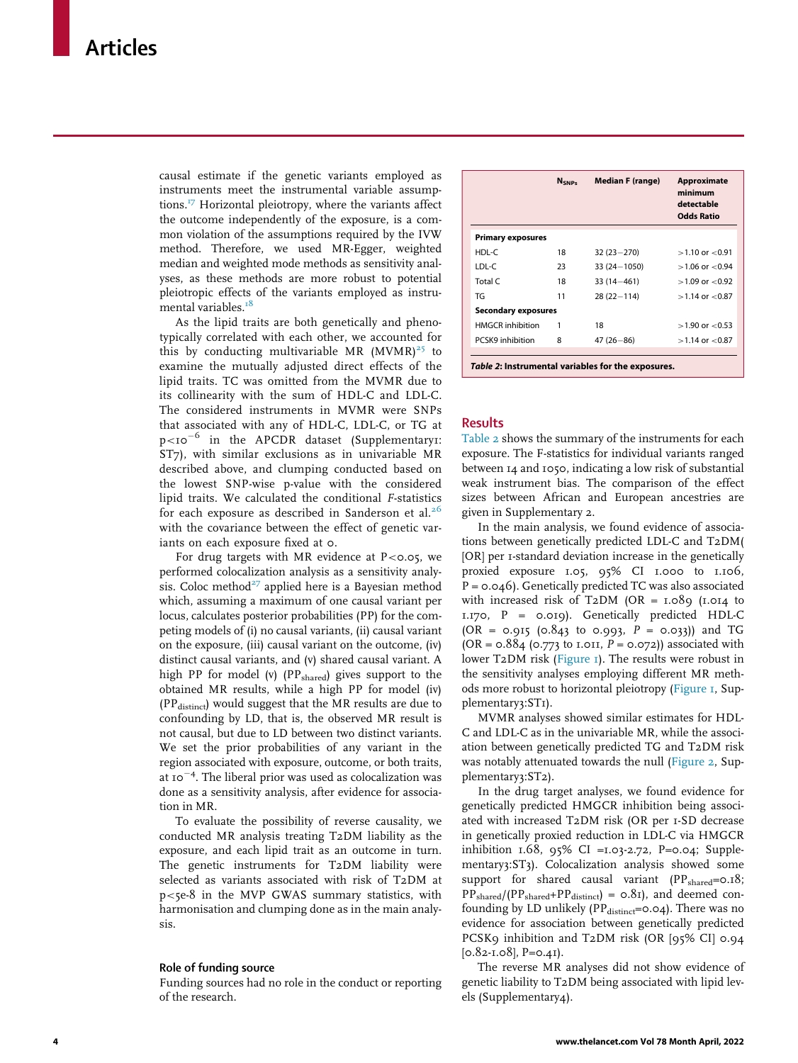causal estimate if the genetic variants employed as instruments meet the instrumental variable assumptions.[17] Horizontal pleiotropy, where the variants affect the outcome independently of the exposure, is a common violation of the assumptions required by the IVW method. Therefore, we used MR-Egger, weighted median and weighted mode methods as sensitivity analyses, as these methods are more robust to potential pleiotropic effects of the variants employed as instrumental variables.[18]

As the lipid traits are both genetically and phenotypically correlated with each other, we accounted for this by conducting multivariable MR (MVMR)[25] to examine the mutually adjusted direct effects of the lipid traits. TC was omitted from the MVMR due to its collinearity with the sum of HDL-C and LDL-C. The considered instruments in MVMR were SNPs that associated with any of HDL-C, LDL-C, or TG at $p<10^{-6}$ in the APCDR dataset (Supplementary1: ST7), with similar exclusions as in univariable MR described above, and clumping conducted based on the lowest SNP-wise p-value with the considered lipid traits. We calculated the conditional *F*-statistics for each exposure as described in Sanderson et al.[26] with the covariance between the effect of genetic variants on each exposure fixed at 0.

For drug targets with MR evidence at P<0.05, we performed colocalization analysis as a sensitivity analysis. Coloc method[27] applied here is a Bayesian method which, assuming a maximum of one causal variant per locus, calculates posterior probabilities (PP) for the competing models of (i) no causal variants, (ii) causal variant on the exposure, (iii) causal variant on the outcome, (iv) distinct causal variants, and (v) shared causal variant. A high PP for model (v) ($PP_{shared}$) gives support to the obtained MR results, while a high PP for model (iv) ($PP_{distinct}$) would suggest that the MR results are due to confounding by LD, that is, the observed MR result is not causal, but due to LD between two distinct variants. We set the prior probabilities of any variant in the region associated with exposure, outcome, or both traits, at $10^{-4}$. The liberal prior was used as colocalization was done as a sensitivity analysis, after evidence for association in MR.

To evaluate the possibility of reverse causality, we conducted MR analysis treating T2DM liability as the exposure, and each lipid trait as an outcome in turn. The genetic instruments for T2DM liability were selected as variants associated with risk of T2DM at p<5e-8 in the MVP GWAS summary statistics, with harmonisation and clumping done as in the main analysis.

### Role of funding source

Funding sources had no role in the conduct or reporting of the research.

| | $N_{SNPs}$ | Median F (range) | Approximate minimum detectable Odds Ratio |
|---|---|---|---|
| **Primary exposures** | | | |
| HDL-C | 18 | 32 (23−270) | >1.10 or <0.91 |
| LDL-C | 23 | 33 (24−1050) | >1.06 or <0.94 |
| Total C | 18 | 33 (14−461) | >1.09 or <0.92 |
| TG | 11 | 28 (22−114) | >1.14 or <0.87 |
| **Secondary exposures** | | | |
| HMGCR inhibition | 1 | 18 | >1.90 or <0.53 |
| PCSK9 inhibition | 8 | 47 (26−86) | >1.14 or <0.87 |

***Table 2*: Instrumental variables for the exposures.**

## Results

Table 2 shows the summary of the instruments for each exposure. The F-statistics for individual variants ranged between 14 and 1050, indicating a low risk of substantial weak instrument bias. The comparison of the effect sizes between African and European ancestries are given in Supplementary 2.

In the main analysis, we found evidence of associations between genetically predicted LDL-C and T2DM( [OR] per 1-standard deviation increase in the genetically proxied exposure 1.05, 95% CI 1.000 to 1.106, P = 0.046). Genetically predicted TC was also associated with increased risk of T2DM (OR = 1.089 (1.014 to 1.170, P = 0.019). Genetically predicted HDL-C (OR = 0.915 (0.843 to 0.993, *P* = 0.033)) and TG (OR = 0.884 (0.773 to 1.011, *P* = 0.072)) associated with lower T2DM risk (Figure 1). The results were robust in the sensitivity analyses employing different MR methods more robust to horizontal pleiotropy (Figure 1, Supplementary3:ST1).

MVMR analyses showed similar estimates for HDL-C and LDL-C as in the univariable MR, while the association between genetically predicted TG and T2DM risk was notably attenuated towards the null (Figure 2, Supplementary3:ST2).

In the drug target analyses, we found evidence for genetically predicted HMGCR inhibition being associated with increased T2DM risk (OR per 1-SD decrease in genetically proxied reduction in LDL-C via HMGCR inhibition 1.68, 95% CI =1.03-2.72, P=0.04; Supplementary3:ST3). Colocalization analysis showed some support for shared causal variant ($PP_{shared}$=0.18; $PP_{shared}/(PP_{shared}+PP_{distinct})$ = 0.81), and deemed confounding by LD unlikely ($PP_{distinct}$=0.04). There was no evidence for association between genetically predicted PCSK9 inhibition and T2DM risk (OR [95% CI] 0.94 [0.82-1.08], P=0.41).

The reverse MR analyses did not show evidence of genetic liability to T2DM being associated with lipid levels (Supplementary4).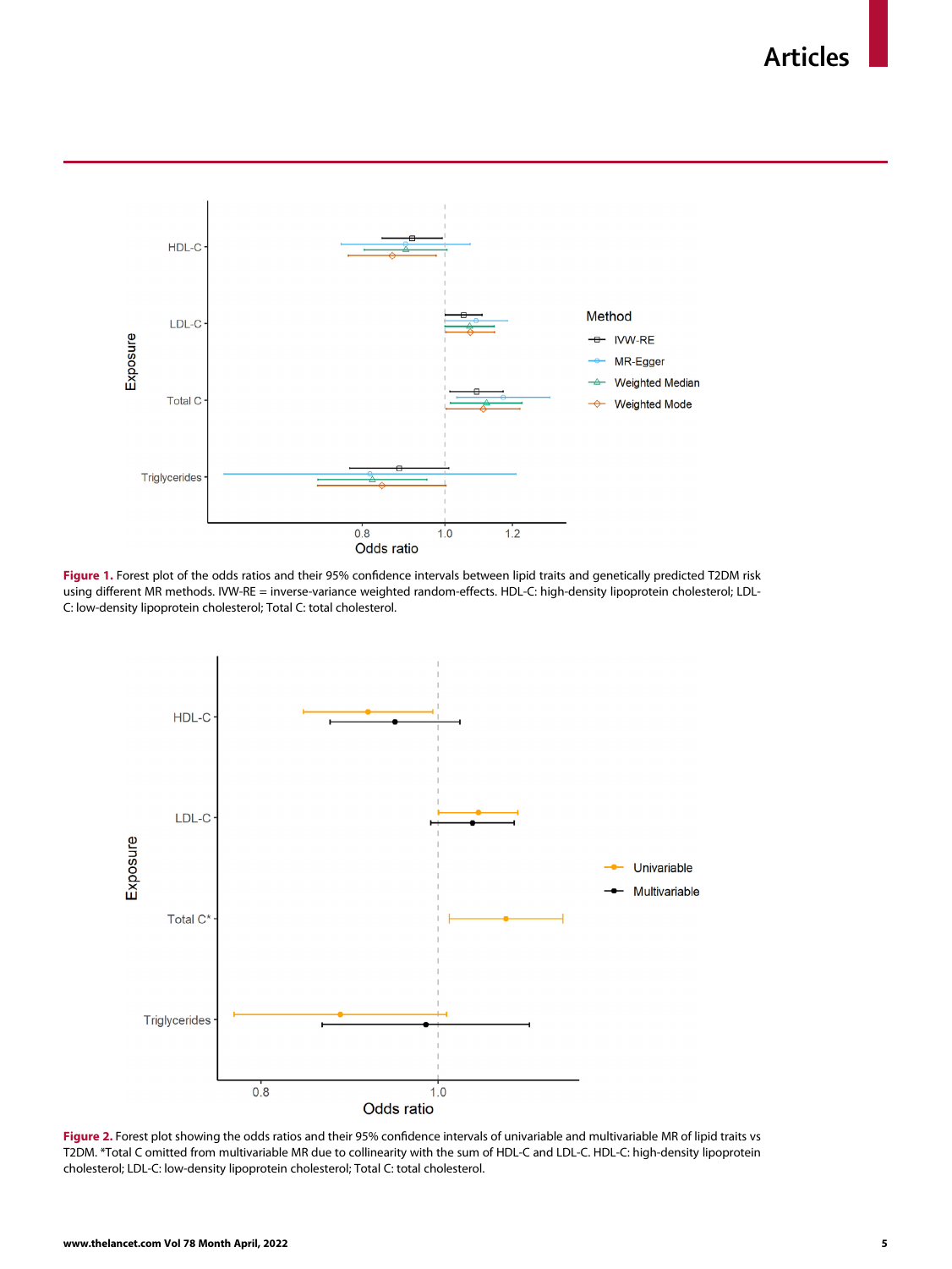**Figure 1.** Forest plot of the odds ratios and their 95% confidence intervals between lipid traits and genetically predicted T2DM risk using different MR methods. IVW-RE = inverse-variance weighted random-effects. HDL-C: high-density lipoprotein cholesterol; LDL-C: low-density lipoprotein cholesterol; Total C: total cholesterol.

**Figure 2.** Forest plot showing the odds ratios and their 95% confidence intervals of univariable and multivariable MR of lipid traits vs T2DM. *Total C omitted from multivariable MR due to collinearity with the sum of HDL-C and LDL-C. HDL-C: high-density lipoprotein cholesterol; LDL-C: low-density lipoprotein cholesterol; Total C: total cholesterol.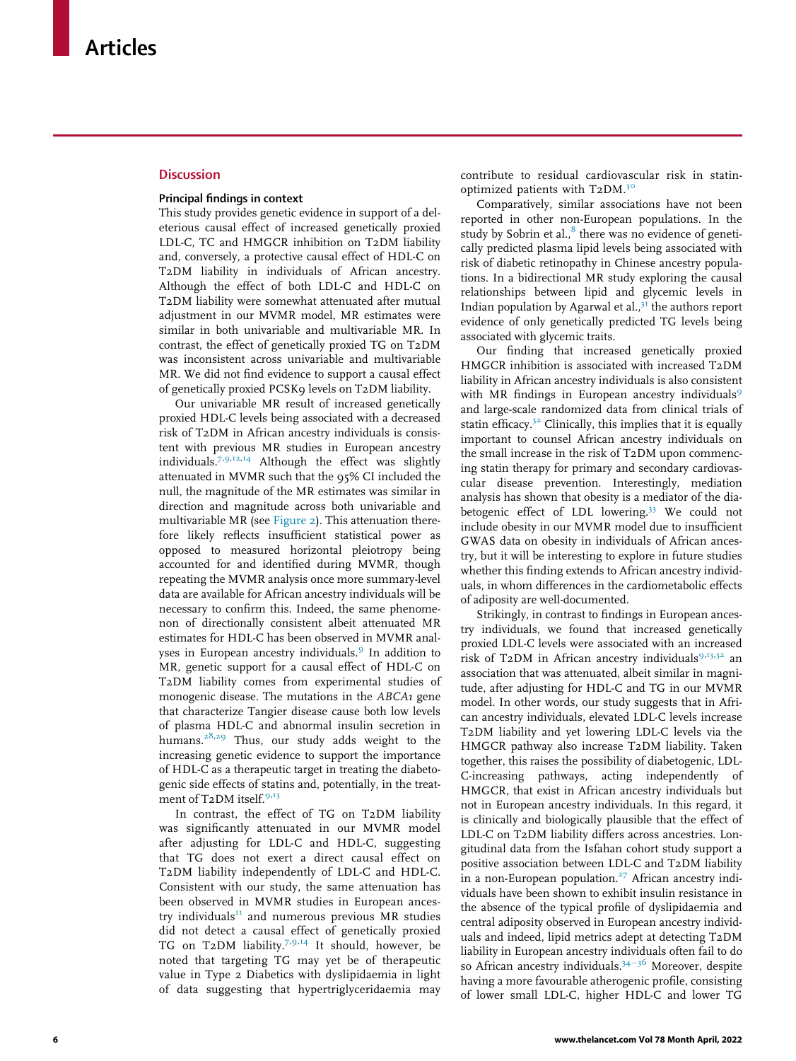## Discussion

### Principal findings in context

This study provides genetic evidence in support of a deleterious causal effect of increased genetically proxied LDL-C, TC and HMGCR inhibition on T2DM liability and, conversely, a protective causal effect of HDL-C on T2DM liability in individuals of African ancestry. Although the effect of both LDL-C and HDL-C on T2DM liability were somewhat attenuated after mutual adjustment in our MVMR model, MR estimates were similar in both univariable and multivariable MR. In contrast, the effect of genetically proxied TG on T2DM was inconsistent across univariable and multivariable MR. We did not find evidence to support a causal effect of genetically proxied PCSK9 levels on T2DM liability.

Our univariable MR result of increased genetically proxied HDL-C levels being associated with a decreased risk of T2DM in African ancestry individuals is consistent with previous MR studies in European ancestry individuals.[7,9,12,14] Although the effect was slightly attenuated in MVMR such that the 95% CI included the null, the magnitude of the MR estimates was similar in direction and magnitude across both univariable and multivariable MR (see Figure 2). This attenuation therefore likely reflects insufficient statistical power as opposed to measured horizontal pleiotropy being accounted for and identified during MVMR, though repeating the MVMR analysis once more summary-level data are available for African ancestry individuals will be necessary to confirm this. Indeed, the same phenomenon of directionally consistent albeit attenuated MR estimates for HDL-C has been observed in MVMR analyses in European ancestry individuals.[9] In addition to MR, genetic support for a causal effect of HDL-C on T2DM liability comes from experimental studies of monogenic disease. The mutations in the *ABCA1* gene that characterize Tangier disease cause both low levels of plasma HDL-C and abnormal insulin secretion in humans.[28,29] Thus, our study adds weight to the increasing genetic evidence to support the importance of HDL-C as a therapeutic target in treating the diabetogenic side effects of statins and, potentially, in the treatment of T2DM itself.[9,13]

In contrast, the effect of TG on T2DM liability was significantly attenuated in our MVMR model after adjusting for LDL-C and HDL-C, suggesting that TG does not exert a direct causal effect on T2DM liability independently of LDL-C and HDL-C. Consistent with our study, the same attenuation has been observed in MVMR studies in European ancestry individuals[11] and numerous previous MR studies did not detect a causal effect of genetically proxied TG on T2DM liability.[7,9,14] It should, however, be noted that targeting TG may yet be of therapeutic value in Type 2 Diabetics with dyslipidaemia in light of data suggesting that hypertriglyceridaemia may contribute to residual cardiovascular risk in statin-optimized patients with T2DM.[30]

Comparatively, similar associations have not been reported in other non-European populations. In the study by Sobrin et al.,[8] there was no evidence of genetically predicted plasma lipid levels being associated with risk of diabetic retinopathy in Chinese ancestry populations. In a bidirectional MR study exploring the causal relationships between lipid and glycemic levels in Indian population by Agarwal et al.,[31] the authors report evidence of only genetically predicted TG levels being associated with glycemic traits.

Our finding that increased genetically proxied HMGCR inhibition is associated with increased T2DM liability in African ancestry individuals is also consistent with MR findings in European ancestry individuals[9] and large-scale randomized data from clinical trials of statin efficacy.[32] Clinically, this implies that it is equally important to counsel African ancestry individuals on the small increase in the risk of T2DM upon commencing statin therapy for primary and secondary cardiovascular disease prevention. Interestingly, mediation analysis has shown that obesity is a mediator of the diabetogenic effect of LDL lowering.[33] We could not include obesity in our MVMR model due to insufficient GWAS data on obesity in individuals of African ancestry, but it will be interesting to explore in future studies whether this finding extends to African ancestry individuals, in whom differences in the cardiometabolic effects of adiposity are well-documented.

Strikingly, in contrast to findings in European ancestry individuals, we found that increased genetically proxied LDL-C levels were associated with an increased risk of T2DM in African ancestry individuals[9,13,32] an association that was attenuated, albeit similar in magnitude, after adjusting for HDL-C and TG in our MVMR model. In other words, our study suggests that in African ancestry individuals, elevated LDL-C levels increase T2DM liability and yet lowering LDL-C levels via the HMGCR pathway also increase T2DM liability. Taken together, this raises the possibility of diabetogenic, LDL-C-increasing pathways, acting independently of HMGCR, that exist in African ancestry individuals but not in European ancestry individuals. In this regard, it is clinically and biologically plausible that the effect of LDL-C on T2DM liability differs across ancestries. Longitudinal data from the Isfahan cohort study support a positive association between LDL-C and T2DM liability in a non-European population.[27] African ancestry individuals have been shown to exhibit insulin resistance in the absence of the typical profile of dyslipidaemia and central adiposity observed in European ancestry individuals and indeed, lipid metrics adept at detecting T2DM liability in European ancestry individuals often fail to do so African ancestry individuals.[34–36] Moreover, despite having a more favourable atherogenic profile, consisting of lower small LDL-C, higher HDL-C and lower TG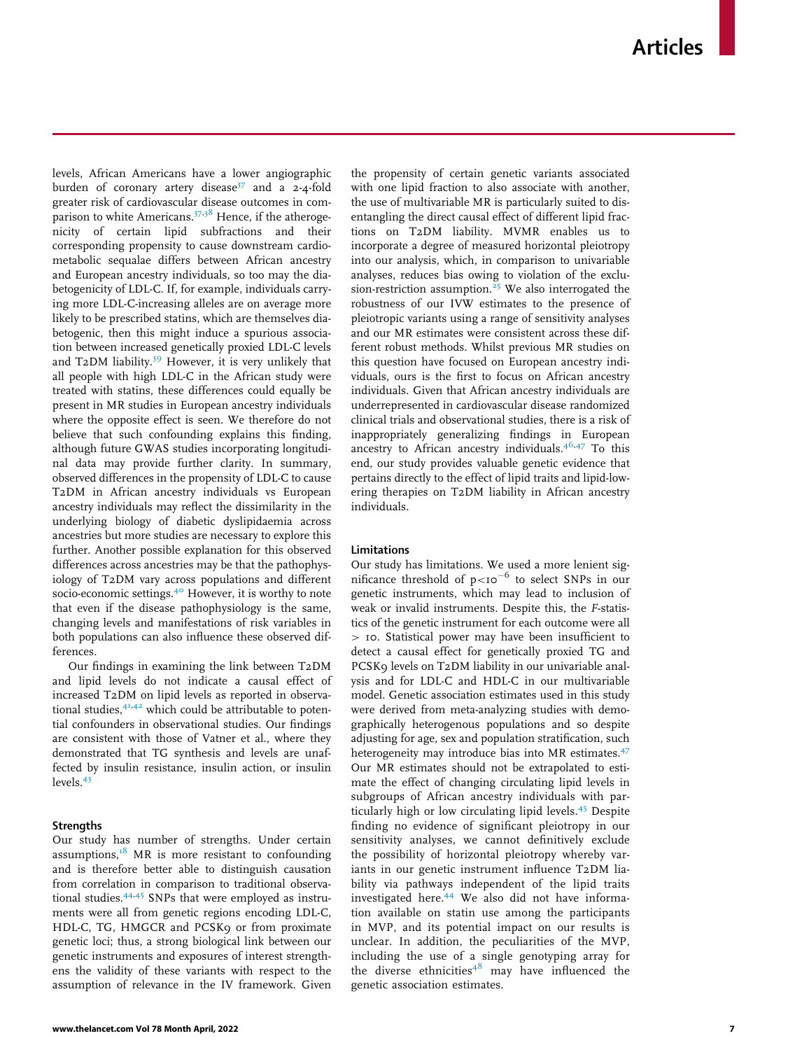levels, African Americans have a lower angiographic burden of coronary artery disease[37] and a 2-4-fold greater risk of cardiovascular disease outcomes in comparison to white Americans.[37,38] Hence, if the atherogenicity of certain lipid subfractions and their corresponding propensity to cause downstream cardiometabolic sequalae differs between African ancestry and European ancestry individuals, so too may the diabetogenicity of LDL-C. If, for example, individuals carrying more LDL-C-increasing alleles are on average more likely to be prescribed statins, which are themselves diabetogenic, then this might induce a spurious association between increased genetically proxied LDL-C levels and T2DM liability.[39] However, it is very unlikely that all people with high LDL-C in the African study were treated with statins, these differences could equally be present in MR studies in European ancestry individuals where the opposite effect is seen. We therefore do not believe that such confounding explains this finding, although future GWAS studies incorporating longitudinal data may provide further clarity. In summary, observed differences in the propensity of LDL-C to cause T2DM in African ancestry individuals vs European ancestry individuals may reflect the dissimilarity in the underlying biology of diabetic dyslipidaemia across ancestries but more studies are necessary to explore this further. Another possible explanation for this observed differences across ancestries may be that the pathophysiology of T2DM vary across populations and different socio-economic settings.[40] However, it is worthy to note that even if the disease pathophysiology is the same, changing levels and manifestations of risk variables in both populations can also influence these observed differences.

Our findings in examining the link between T2DM and lipid levels do not indicate a causal effect of increased T2DM on lipid levels as reported in observational studies,[41,42] which could be attributable to potential confounders in observational studies. Our findings are consistent with those of Vatner et al., where they demonstrated that TG synthesis and levels are unaffected by insulin resistance, insulin action, or insulin levels.[43]

### Strengths

Our study has number of strengths. Under certain assumptions,[18] MR is more resistant to confounding and is therefore better able to distinguish causation from correlation in comparison to traditional observational studies.[44,45] SNPs that were employed as instruments were all from genetic regions encoding LDL-C, HDL-C, TG, HMGCR and PCSK9 or from proximate genetic loci; thus, a strong biological link between our genetic instruments and exposures of interest strengthens the validity of these variants with respect to the assumption of relevance in the IV framework. Given the propensity of certain genetic variants associated with one lipid fraction to also associate with another, the use of multivariable MR is particularly suited to disentangling the direct causal effect of different lipid fractions on T2DM liability. MVMR enables us to incorporate a degree of measured horizontal pleiotropy into our analysis, which, in comparison to univariable analyses, reduces bias owing to violation of the exclusion-restriction assumption.[25] We also interrogated the robustness of our IVW estimates to the presence of pleiotropic variants using a range of sensitivity analyses and our MR estimates were consistent across these different robust methods. Whilst previous MR studies on this question have focused on European ancestry individuals, ours is the first to focus on African ancestry individuals. Given that African ancestry individuals are underrepresented in cardiovascular disease randomized clinical trials and observational studies, there is a risk of inappropriately generalizing findings in European ancestry to African ancestry individuals.[46,47] To this end, our study provides valuable genetic evidence that pertains directly to the effect of lipid traits and lipid-lowering therapies on T2DM liability in African ancestry individuals.

### Limitations

Our study has limitations. We used a more lenient significance threshold of $p<10^{-6}$ to select SNPs in our genetic instruments, which may lead to inclusion of weak or invalid instruments. Despite this, the *F*-statistics of the genetic instrument for each outcome were all $> 10$. Statistical power may have been insufficient to detect a causal effect for genetically proxied TG and PCSK9 levels on T2DM liability in our univariable analysis and for LDL-C and HDL-C in our multivariable model. Genetic association estimates used in this study were derived from meta-analyzing studies with demographically heterogenous populations and so despite adjusting for age, sex and population stratification, such heterogeneity may introduce bias into MR estimates.[47] Our MR estimates should not be extrapolated to estimate the effect of changing circulating lipid levels in subgroups of African ancestry individuals with particularly high or low circulating lipid levels.[45] Despite finding no evidence of significant pleiotropy in our sensitivity analyses, we cannot definitively exclude the possibility of horizontal pleiotropy whereby variants in our genetic instrument influence T2DM liability via pathways independent of the lipid traits investigated here.[44] We also did not have information available on statin use among the participants in MVP, and its potential impact on our results is unclear. In addition, the peculiarities of the MVP, including the use of a single genotyping array for the diverse ethnicities[48] may have influenced the genetic association estimates.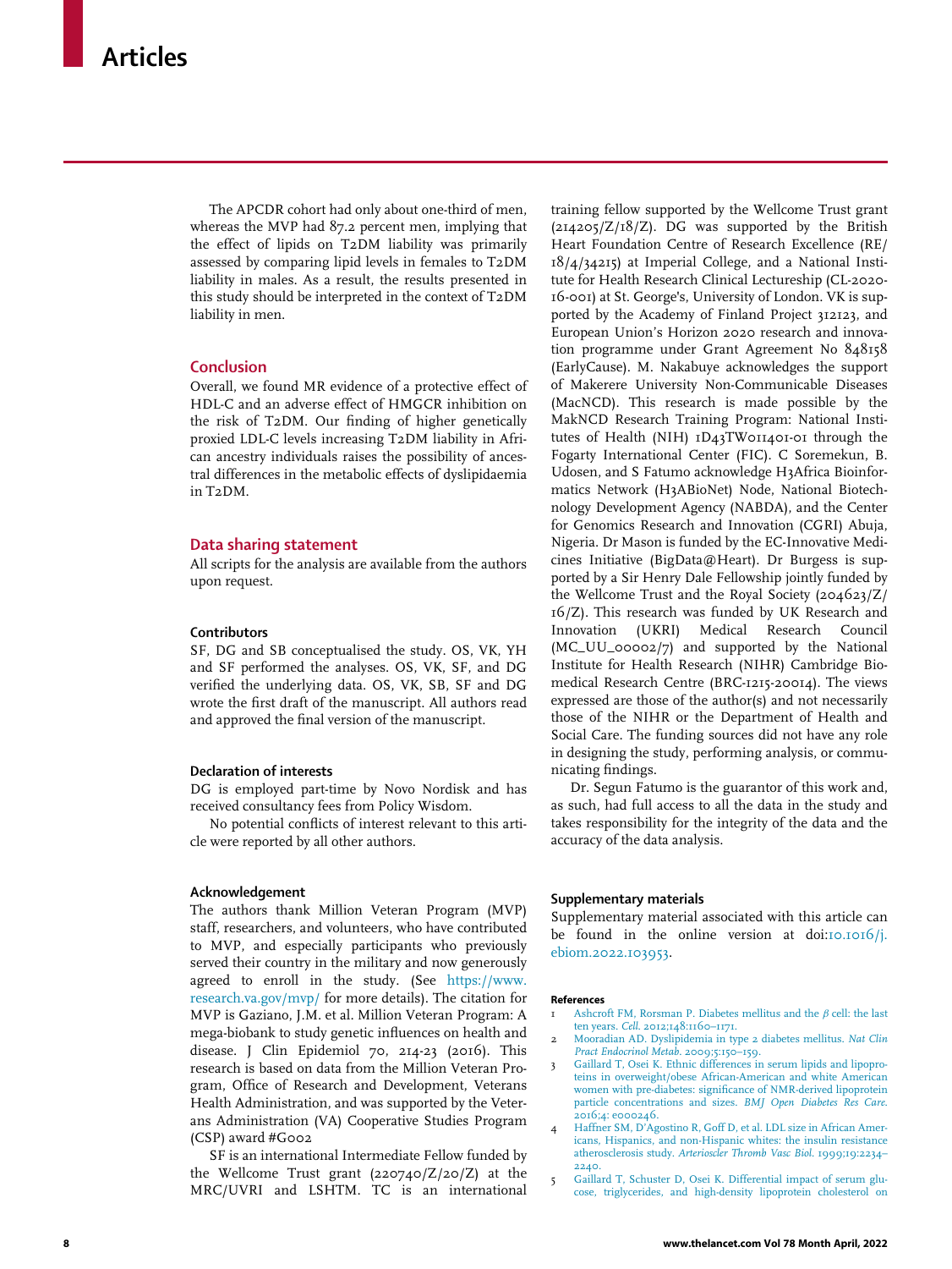The APCDR cohort had only about one-third of men, whereas the MVP had 87.2 percent men, implying that the effect of lipids on T2DM liability was primarily assessed by comparing lipid levels in females to T2DM liability in males. As a result, the results presented in this study should be interpreted in the context of T2DM liability in men.

## Conclusion

Overall, we found MR evidence of a protective effect of HDL-C and an adverse effect of HMGCR inhibition on the risk of T2DM. Our finding of higher genetically proxied LDL-C levels increasing T2DM liability in African ancestry individuals raises the possibility of ancestral differences in the metabolic effects of dyslipidaemia in T2DM.

## Data sharing statement

All scripts for the analysis are available from the authors upon request.

### Contributors

SF, DG and SB conceptualised the study. OS, VK, YH and SF performed the analyses. OS, VK, SF, and DG verified the underlying data. OS, VK, SB, SF and DG wrote the first draft of the manuscript. All authors read and approved the final version of the manuscript.

### Declaration of interests

DG is employed part-time by Novo Nordisk and has received consultancy fees from Policy Wisdom.

No potential conflicts of interest relevant to this article were reported by all other authors.

### Acknowledgement

The authors thank Million Veteran Program (MVP) staff, researchers, and volunteers, who have contributed to MVP, and especially participants who previously served their country in the military and now generously agreed to enroll in the study. (See https://www.research.va.gov/mvp/ for more details). The citation for MVP is Gaziano, J.M. et al. Million Veteran Program: A mega-biobank to study genetic influences on health and disease. J Clin Epidemiol 70, 214-23 (2016). This research is based on data from the Million Veteran Program, Office of Research and Development, Veterans Health Administration, and was supported by the Veterans Administration (VA) Cooperative Studies Program (CSP) award #G002

SF is an international Intermediate Fellow funded by the Wellcome Trust grant (220740/Z/20/Z) at the MRC/UVRI and LSHTM. TC is an international training fellow supported by the Wellcome Trust grant (214205/Z/18/Z). DG was supported by the British Heart Foundation Centre of Research Excellence (RE/18/4/34215) at Imperial College, and a National Institute for Health Research Clinical Lectureship (CL-2020-16-001) at St. George's, University of London. VK is supported by the Academy of Finland Project 312123, and European Union's Horizon 2020 research and innovation programme under Grant Agreement No 848158 (EarlyCause). M. Nakabuye acknowledges the support of Makerere University Non-Communicable Diseases (MacNCD). This research is made possible by the MakNCD Research Training Program: National Institutes of Health (NIH) 1D43TW011401-01 through the Fogarty International Center (FIC). C Soremekun, B. Udosen, and S Fatumo acknowledge H3Africa Bioinformatics Network (H3ABioNet) Node, National Biotechnology Development Agency (NABDA), and the Center for Genomics Research and Innovation (CGRI) Abuja, Nigeria. Dr Mason is funded by the EC-Innovative Medicines Initiative (BigData@Heart). Dr Burgess is supported by a Sir Henry Dale Fellowship jointly funded by the Wellcome Trust and the Royal Society (204623/Z/16/Z). This research was funded by UK Research and Innovation (UKRI) Medical Research Council (MC_UU_00002/7) and supported by the National Institute for Health Research (NIHR) Cambridge Biomedical Research Centre (BRC-1215-20014). The views expressed are those of the author(s) and not necessarily those of the NIHR or the Department of Health and Social Care. The funding sources did not have any role in designing the study, performing analysis, or communicating findings.

Dr. Segun Fatumo is the guarantor of this work and, as such, had full access to all the data in the study and takes responsibility for the integrity of the data and the accuracy of the data analysis.

### Supplementary materials

Supplementary material associated with this article can be found in the online version at doi:10.1016/j.ebiom.2022.103953.

#### References

1. Ashcroft FM, Rorsman P. Diabetes mellitus and the $\beta$ cell: the last ten years. *Cell*. 2012;148:1160–1171.
2. Mooradian AD. Dyslipidemia in type 2 diabetes mellitus. *Nat Clin Pract Endocrinol Metab*. 2009;5:150–159.
3. Gaillard T, Osei K. Ethnic differences in serum lipids and lipoproteins in overweight/obese African-American and white American women with pre-diabetes: significance of NMR-derived lipoprotein particle concentrations and sizes. *BMJ Open Diabetes Res Care*. 2016;4: e000246.
4. Haffner SM, D'Agostino R, Goff D, et al. LDL size in African Americans, Hispanics, and non-Hispanic whites: the insulin resistance atherosclerosis study. *Arterioscler Thromb Vasc Biol*. 1999;19:2234–2240.
5. Gaillard T, Schuster D, Osei K. Differential impact of serum glucose, triglycerides, and high-density lipoprotein cholesterol on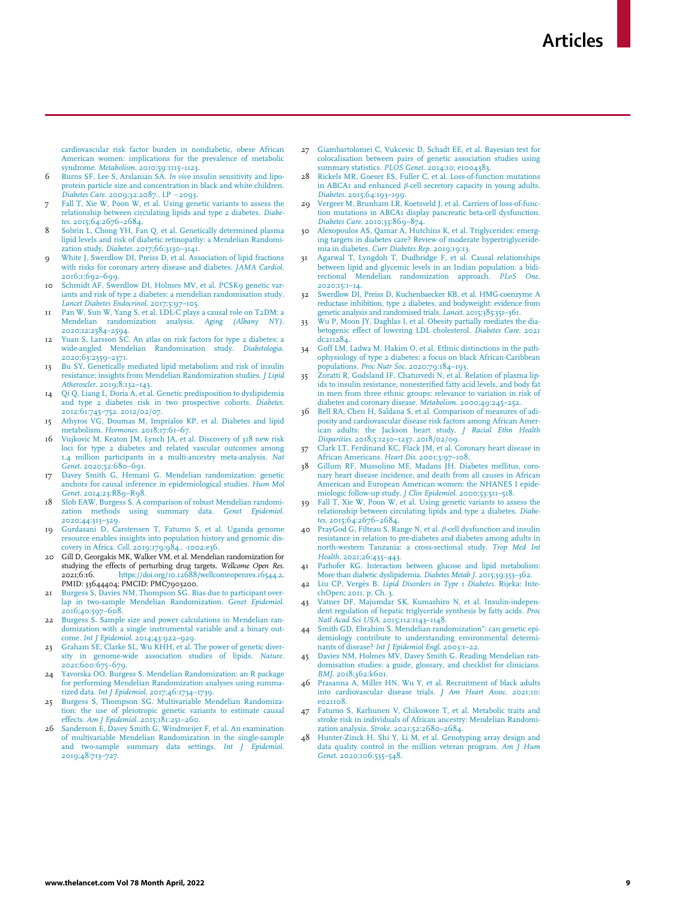cardiovascular risk factor burden in nondiabetic, obese African American women: implications for the prevalence of metabolic syndrome. *Metabolism*. 2010;59:1115–1123.

6 Burns SF, Lee S, Arslanian SA. *In vivo* insulin sensitivity and lipoprotein particle size and concentration in black and white children. *Diabetes Care*. 2009;32:2087.. LP – 2093.
7 Fall T, Xie W, Poon W, et al. Using genetic variants to assess the relationship between circulating lipids and type 2 diabetes. *Diabetes*. 2015;64:2676–2684.
8 Sobrin L, Chong YH, Fan Q, et al. Genetically determined plasma lipid levels and risk of diabetic retinopathy: a Mendelian Randomization study. *Diabetes*. 2017;66:3130–3141.
9 White J, Swerdlow DI, Preiss D, et al. Association of lipid fractions with risks for coronary artery disease and diabetes. *JAMA Cardiol*. 2016;1:692–699.
10 Schmidt AF, Swerdlow DI, Holmes MV, et al. PCSK9 genetic variants and risk of type 2 diabetes: a mendelian randomisation study. *Lancet Diabetes Endocrinol*. 2017;5:97–105.
11 Pan W, Sun W, Yang S, et al. LDL-C plays a causal role on T2DM: a Mendelian randomization analysis. *Aging (Albany NY)*. 2020;12:2584–2594.
12 Yuan S, Larsson SC. An atlas on risk factors for type 2 diabetes: a wide-angled Mendelian Randomisation study. *Diabetologia*. 2020;63:2359–2371.
13 Bu SY. Genetically mediated lipid metabolism and risk of insulin resistance: insights from Mendelian Randomization studies. *J Lipid Atheroscler*. 2019;8:132–143.
14 Qi Q, Liang L, Doria A, et al. Genetic predisposition to dyslipidemia and type 2 diabetes risk in two prospective cohorts. *Diabetes*. 2012;61:745–752. 2012/02/07.
15 Athyros VG, Doumas M, Imprialos KP, et al. Diabetes and lipid metabolism. *Hormones*. 2018;17:61–67.
16 Vujkovic M, Keaton JM, Lynch JA, et al. Discovery of 318 new risk loci for type 2 diabetes and related vascular outcomes among 1.4 million participants in a multi-ancestry meta-analysis. *Nat Genet*. 2020;52:680–691.
17 Davey Smith G, Hemani G. Mendelian randomization: genetic anchors for causal inference in epidemiological studies. *Hum Mol Genet*. 2014;23:R89–R98.
18 Slob EAW, Burgess S. A comparison of robust Mendelian randomization methods using summary data. *Genet Epidemiol*. 2020;44:313–329.
19 Gurdasani D, Carstensen T, Fatumo S, et al. Uganda genome resource enables insights into population history and genomic discovery in Africa. *Cell*. 2019;179:984.. -1002.e36.
20 Gill D, Georgakis MK, Walker VM, et al. Mendelian randomization for studying the effects of perturbing drug targets. *Wellcome Open Res*. 2021;6:16. https://doi.org/10.12688/wellcomeopenres.16544.2. PMID: 33644404; PMCID: PMC7903200.
21 Burgess S, Davies NM, Thompson SG. Bias due to participant overlap in two-sample Mendelian Randomization. *Genet Epidemiol*. 2016;40:597–608.
22 Burgess S. Sample size and power calculations in Mendelian randomization with a single instrumental variable and a binary outcome. *Int J Epidemiol*. 2014;43:922–929.
23 Graham SE, Clarke SL, Wu KHH, et al. The power of genetic diversity in genome-wide association studies of lipids. *Nature*. 2021;600:675–679.
24 Yavorska OO, Burgess S. Mendelian Randomization: an R package for performing Mendelian Randomization analyses using summarized data. *Int J Epidemiol*. 2017;46:1734–1739.
25 Burgess S, Thompson SG. Multivariable Mendelian Randomization: the use of pleiotropic genetic variants to estimate causal effects. *Am J Epidemiol*. 2015;181:251–260.
26 Sanderson E, Davey Smith G, Windmeijer F, et al. An examination of multivariable Mendelian Randomization in the single-sample and two-sample summary data settings. *Int J Epidemiol*. 2019;48:713–727.
27 Giambartolomei C, Vukcevic D, Schadt EE, et al. Bayesian test for colocalisation between pairs of genetic association studies using summary statistics. *PLOS Genet*. 2014;10: e1004383.
28 Rickels MR, Goeser ES, Fuller C, et al. Loss-of-function mutations in ABCA1 and enhanced β-cell secretory capacity in young adults. *Diabetes*. 2015;64:193–199.
29 Vergeer M, Brunham LR, Koetsveld J, et al. Carriers of loss-of-function mutations in ABCA1 display pancreatic beta-cell dysfunction. *Diabetes Care*. 2010;33:869–874.
30 Alexopoulos AS, Qamar A, Hutchins K, et al. Triglycerides: emerging targets in diabetes care? Review of moderate hypertriglyceridemia in diabetes. *Curr Diabetes Rep*. 2019;19:13.
31 Agarwal T, Lyngdoh T, Dudbridge F, et al. Causal relationships between lipid and glycemic levels in an Indian population: a bidirectional Mendelian randomization approach. *PLoS One*. 2020;15:1–14.
32 Swerdlow DI, Preiss D, Kuchenbaecker KB, et al. HMG-coenzyme A reductase inhibition, type 2 diabetes, and bodyweight: evidence from genetic analysis and randomised trials. *Lancet*. 2015;385:351–361.
33 Wu P, Moon JY, Daghlas I, et al. Obesity partially mediates the diabetogenic effect of lowering LDL cholesterol. *Diabetes Care*. 2021 dc211284.
34 Goff LM, Ladwa M, Hakim O, et al. Ethnic distinctions in the pathophysiology of type 2 diabetes: a focus on black African-Caribbean populations. *Proc Nutr Soc*. 2020;79:184–193.
35 Zoratti R, Godsland IF, Chaturvedi N, et al. Relation of plasma lipids to insulin resistance, nonesterified fatty acid levels, and body fat in men from three ethnic groups: relevance to variation in risk of diabetes and coronary disease. *Metabolism*. 2000;49:245–252.
36 Bell RA, Chen H, Saldana S, et al. Comparison of measures of adiposity and cardiovascular disease risk factors among African American adults: the Jackson heart study. *J Racial Ethn Health Disparities*. 2018;5:1230–1237. 2018/02/09.
37 Clark LT, Ferdinand KC, Flack JM, et al. Coronary heart disease in African Americans. *Heart Dis*. 2001;3:97–108.
38 Gillum RF, Mussolino ME, Madans JH. Diabetes mellitus, coronary heart disease incidence, and death from all causes in African American and European American women: the NHANES I epidemiologic follow-up study. *J Clin Epidemiol*. 2000;53:511–518.
39 Fall T, Xie W, Poon W, et al. Using genetic variants to assess the relationship between circulating lipids and type 2 diabetes. *Diabetes*. 2015;64:2676–2684.
40 PrayGod G, Filteau S, Range N, et al. β-cell dysfunction and insulin resistance in relation to pre-diabetes and diabetes among adults in north-western Tanzania: a cross-sectional study. *Trop Med Int Health*. 2021;26:435–443.
41 Parhofer KG. Interaction between glucose and lipid metabolism: More than diabetic dyslipidemia. *Diabetes Metab J*. 2015;39:353–362.
42 Liu CP, Vergès B. *Lipid Disorders in Type 1 Diabetes*. Rijeka: IntechOpen; 2011. p. Ch. 3.
43 Vatner DF, Majumdar SK, Kumashiro N, et al. Insulin-independent regulation of hepatic triglyceride synthesis by fatty acids. *Proc Natl Acad Sci USA*. 2015;112:1143–1148.
44 Smith GD, Ebrahim S. Mendelian randomization": can genetic epidemiology contribute to understanding environmental determinants of disease? *Int J Epidemiol Engl*. 2003:1–22.
45 Davies NM, Holmes MV, Davey Smith G. Reading Mendelian randomisation studies: a guide, glossary, and checklist for clinicians. *BMJ*. 2018;362:k601.
46 Prasanna A, Miller HN, Wu Y, et al. Recruitment of black adults into cardiovascular disease trials. *J Am Heart Assoc*. 2021;10: e021108.
47 Fatumo S, Karhunen V, Chikowore T, et al. Metabolic traits and stroke risk in individuals of African ancestry: Mendelian Randomization analysis. *Stroke*. 2021;52:2680–2684.
48 Hunter-Zinck H, Shi Y, Li M, et al. Genotyping array design and data quality control in the million veteran program. *Am J Hum Genet*. 2020;106:535–548.